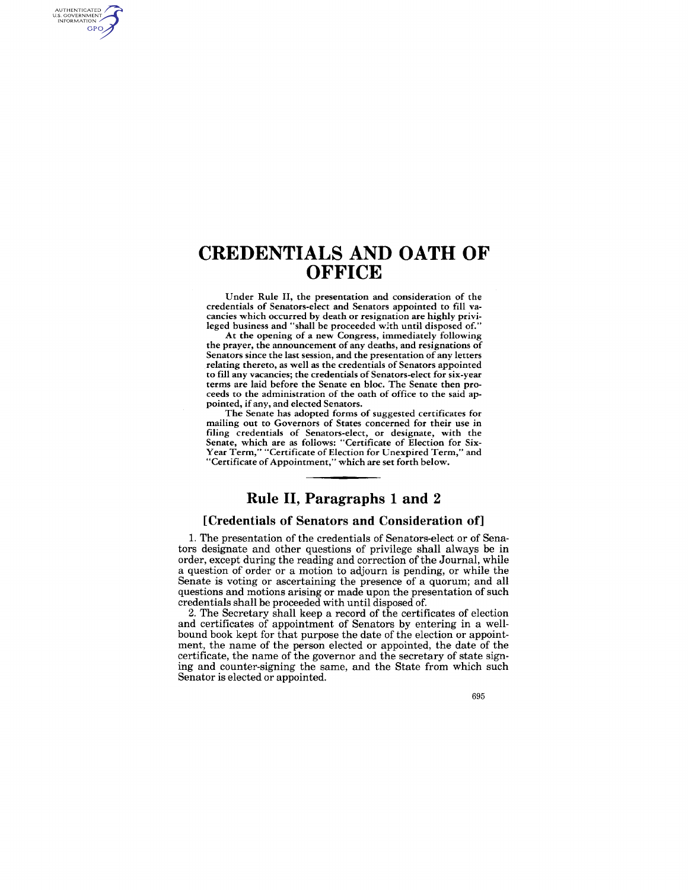# CREDENTIALS AND OATH OF OFFICE

Under Rule II, the presentation and consideration of the credentials of Senators-elect and Senators appointed to fill vacancies which occurred by death or resignation are highly privileged business and "shall be proceeded with until disposed of."

At the opening of a new Congress, immediately following the prayer, the announcement of any deaths, and resignations of Senators since the last session, and the presentation of any letters relating thereto, as well as the credentials of Senators appointed to fill any vacancies; the credentials of Senators-elect for six-year terms are laid before the Senate en bloc. The Senate then proceeds to the administration of the oath of office to the said appointed, if any, and elected Senators.

The Senate has adopted forms of suggested certificates for mailing out to Governors of States concerned for their use in filing credentials of Senators-elect, or designate, with the Senate, which are as follows: "Certificate of Election for Six-Year Term," "Certificate of Election for Unexpired Term," and "Certificate of Appointment," which are set forth below.

---

## Rule II, Paragraphs 1 and 2

### [Credentials of Senators and Consideration of]

1. The presentation of the credentials of Senators-elect or of Senators designate and other questions of privilege shall always be in order, except during the reading and correction of the Journal, while a question of order or a motion to adjourn is pending, or while the Senate is voting or ascertaining the presence of a quorum; and all questions and motions arising or made upon the presentation of such credentials shall be proceeded with until disposed of.

2. The Secretary shall keep a record of the certificates of election and certificates of appointment of Senators by entering in a well-bound book kept for that purpose the date of the election or appointment, the name of the person elected or appointed, the date of the certificate, the name of the governor and the secretary of state signing and counter-signing the same, and the State from which such Senator is elected or appointed.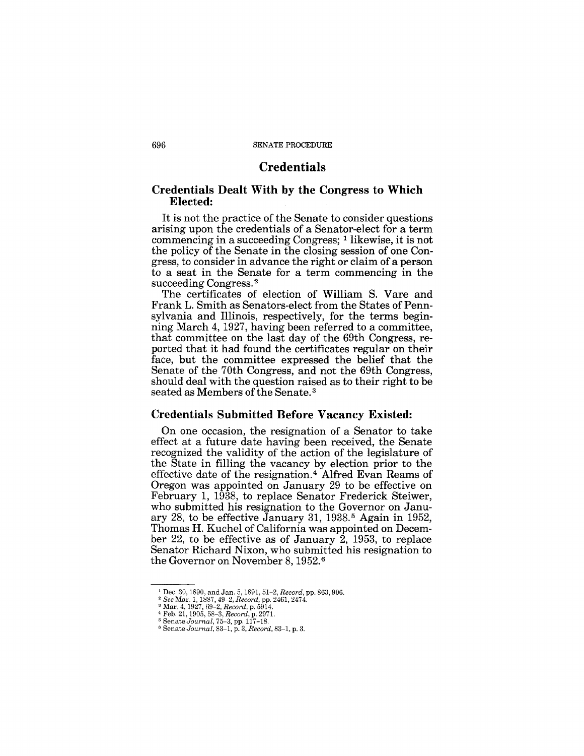# Credentials

## Credentials Dealt With by the Congress to Which Elected:

It is not the practice of the Senate to consider questions arising upon the credentials of a Senator-elect for a term commencing in a succeeding Congress; [1] likewise, it is not the policy of the Senate in the closing session of one Congress, to consider in advance the right or claim of a person to a seat in the Senate for a term commencing in the succeeding Congress. [2]

The certificates of election of William S. Vare and Frank L. Smith as Senators-elect from the States of Pennsylvania and Illinois, respectively, for the terms beginning March 4, 1927, having been referred to a committee, that committee on the last day of the 69th Congress, reported that it had found the certificates regular on their face, but the committee expressed the belief that the Senate of the 70th Congress, and not the 69th Congress, should deal with the question raised as to their right to be seated as Members of the Senate. [3]

## Credentials Submitted Before Vacancy Existed:

On one occasion, the resignation of a Senator to take effect at a future date having been received, the Senate recognized the validity of the action of the legislature of the State in filling the vacancy by election prior to the effective date of the resignation. [4] Alfred Evan Reams of Oregon was appointed on January 29 to be effective on February 1, 1938, to replace Senator Frederick Steiwer, who submitted his resignation to the Governor on January 28, to be effective January 31, 1938. [5] Again in 1952, Thomas H. Kuchel of California was appointed on December 22, to be effective as of January 2, 1953, to replace Senator Richard Nixon, who submitted his resignation to the Governor on November 8, 1952. [6]

---

[1] Dec. 30, 1890, and Jan. 5, 1891, 51–2, *Record*, pp. 863, 906.

[2] *See* Mar. 1, 1887, 49–2, *Record*, pp. 2461, 2474.

[3] Mar. 4, 1927, 69–2, *Record*, p. 5914.

[4] Feb. 21, 1905, 58–3, *Record*, p. 2971.

[5] Senate *Journal*, 75–3, pp. 117–18.

[6] Senate *Journal*, 83–1, p. 3, *Record*, 83–1, p. 3.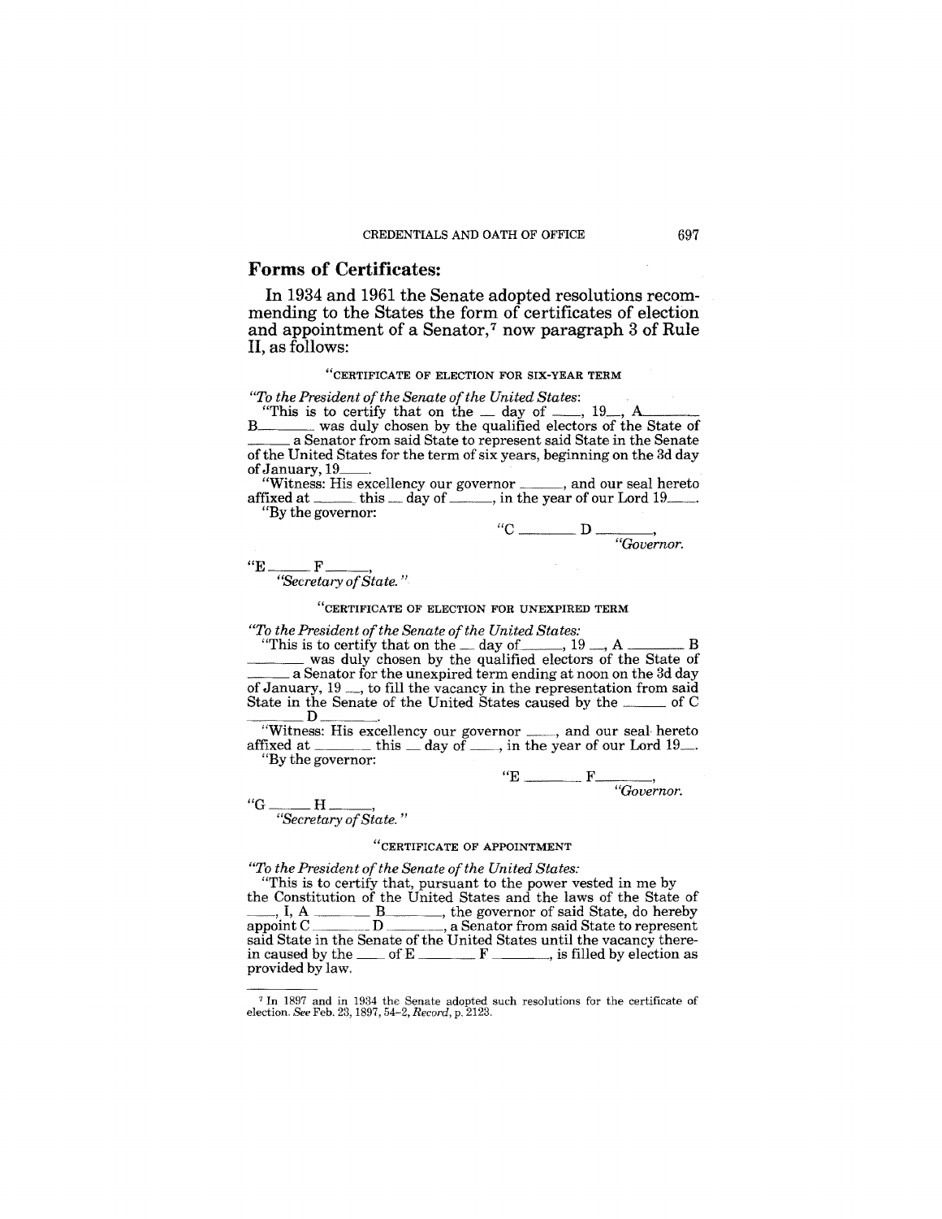## Forms of Certificates:

In 1934 and 1961 the Senate adopted resolutions recommending to the States the form of certificates of election and appointment of a Senator,[7] now paragraph 3 of Rule II, as follows:

"CERTIFICATE OF ELECTION FOR SIX-YEAR TERM

*"To the President of the Senate of the United States:*

"This is to certify that on the __ day of ____, 19__, A________ B________ was duly chosen by the qualified electors of the State of ______ a Senator from said State to represent said State in the Senate of the United States for the term of six years, beginning on the 3d day of January, 19____.

"Witness: His excellency our governor ______, and our seal hereto affixed at ______ this __ day of ______, in the year of our Lord 19____.

"By the governor:

"C ________ D ________,
*"Governor.*

"E ______ F ______,
*"Secretary of State."*

"CERTIFICATE OF ELECTION FOR UNEXPIRED TERM

*"To the President of the Senate of the United States:*

"This is to certify that on the __ day of ______, 19 __, A ________ B ________ was duly chosen by the qualified electors of the State of ______ a Senator for the unexpired term ending at noon on the 3d day of January, 19 __, to fill the vacancy in the representation from said State in the Senate of the United States caused by the ______ of C ________ D ________.

"Witness: His excellency our governor ____, and our seal hereto affixed at ________ this __ day of ____, in the year of our Lord 19__.

"By the governor:

"E ________ F ________,
*"Governor.*

"G ______ H ______,
*"Secretary of State."*

"CERTIFICATE OF APPOINTMENT

*"To the President of the Senate of the United States:*

"This is to certify that, pursuant to the power vested in me by the Constitution of the United States and the laws of the State of ____, I, A ________ B ________, the governor of said State, do hereby appoint C ________ D ________, a Senator from said State to represent said State in the Senate of the United States until the vacancy therein caused by the ____ of E ________ F ________, is filled by election as provided by law.

---

[7] In 1897 and in 1934 the Senate adopted such resolutions for the certificate of election. *See* Feb. 23, 1897, 54-2, *Record*, p. 2123.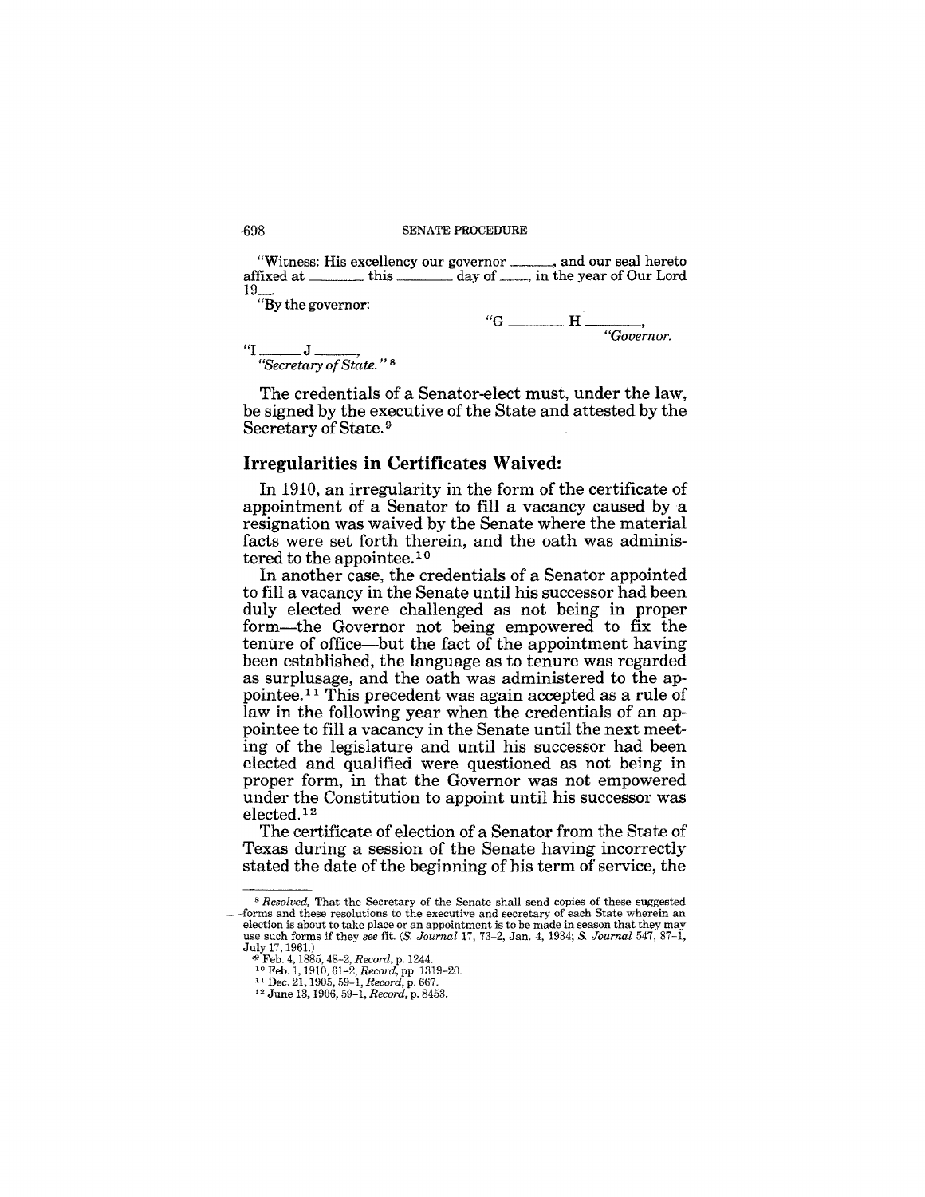"Witness: His excellency our governor \_\_\_\_\_\_, and our seal hereto affixed at \_\_\_\_\_\_ this \_\_\_\_\_\_ day of \_\_\_\_\_, in the year of Our Lord 19\_\_.

"By the governor:

"G \_\_\_\_\_\_ H \_\_\_\_\_\_,
*"Governor.*

"I \_\_\_\_\_\_ J \_\_\_\_\_\_,
*"Secretary of State."* [8]

The credentials of a Senator-elect must, under the law, be signed by the executive of the State and attested by the Secretary of State.[9]

## Irregularities in Certificates Waived:

In 1910, an irregularity in the form of the certificate of appointment of a Senator to fill a vacancy caused by a resignation was waived by the Senate where the material facts were set forth therein, and the oath was administered to the appointee.[10]

In another case, the credentials of a Senator appointed to fill a vacancy in the Senate until his successor had been duly elected were challenged as not being in proper form—the Governor not being empowered to fix the tenure of office—but the fact of the appointment having been established, the language as to tenure was regarded as surplusage, and the oath was administered to the appointee.[11] This precedent was again accepted as a rule of law in the following year when the credentials of an appointee to fill a vacancy in the Senate until the next meeting of the legislature and until his successor had been elected and qualified were questioned as not being in proper form, in that the Governor was not empowered under the Constitution to appoint until his successor was elected.[12]

The certificate of election of a Senator from the State of Texas during a session of the Senate having incorrectly stated the date of the beginning of his term of service, the

---

[8] *Resolved,* That the Secretary of the Senate shall send copies of these suggested forms and these resolutions to the executive and secretary of each State wherein an election is about to take place or an appointment is to be made in season that they may use such forms if they *see* fit. (*S. Journal* 17, 73–2, Jan. 4, 1934; *S. Journal* 547, 87–1, July 17, 1961.)

[9] Feb. 4, 1885, 48–2, *Record*, p. 1244.

[10] Feb. 1, 1910, 61–2, *Record*, pp. 1319–20.

[11] Dec. 21, 1905, 59–1, *Record*, p. 667.

[12] June 13, 1906, 59–1, *Record*, p. 8453.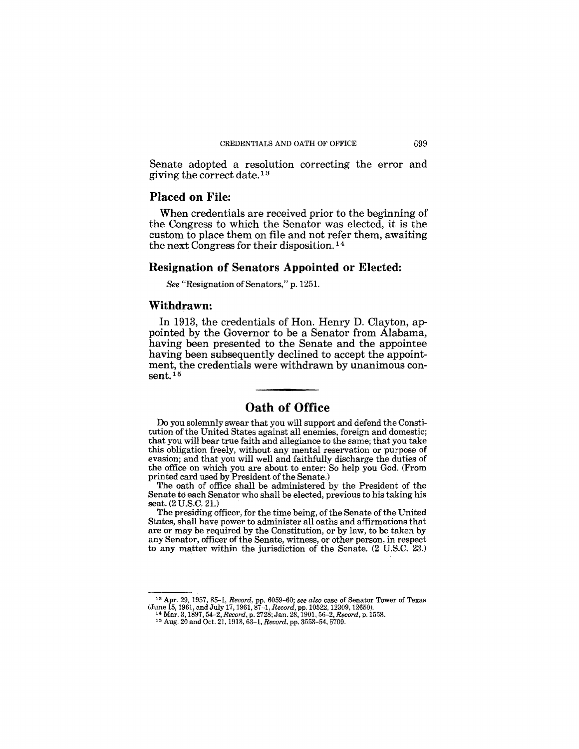Senate adopted a resolution correcting the error and giving the correct date.[13]

### Placed on File:

When credentials are received prior to the beginning of the Congress to which the Senator was elected, it is the custom to place them on file and not refer them, awaiting the next Congress for their disposition.[14]

### Resignation of Senators Appointed or Elected:

*See* "Resignation of Senators," p. 1251.

### Withdrawn:

In 1913, the credentials of Hon. Henry D. Clayton, appointed by the Governor to be a Senator from Alabama, having been presented to the Senate and the appointee having been subsequently declined to accept the appointment, the credentials were withdrawn by unanimous consent.[15]

## Oath of Office

Do you solemnly swear that you will support and defend the Constitution of the United States against all enemies, foreign and domestic; that you will bear true faith and allegiance to the same; that you take this obligation freely, without any mental reservation or purpose of evasion; and that you will well and faithfully discharge the duties of the office on which you are about to enter: So help you God. (From printed card used by President of the Senate.)

The oath of office shall be administered by the President of the Senate to each Senator who shall be elected, previous to his taking his seat. (2 U.S.C. 21.)

The presiding officer, for the time being, of the Senate of the United States, shall have power to administer all oaths and affirmations that are or may be required by the Constitution, or by law, to be taken by any Senator, officer of the Senate, witness, or other person, in respect to any matter within the jurisdiction of the Senate. (2 U.S.C. 23.)

---

[13] Apr. 29, 1957, 85–1, *Record*, pp. 6059–60; *see also* case of Senator Tower of Texas (June 15, 1961, and July 17, 1961, 87–1, *Record*, pp. 10522, 12309, 12650).

[14] Mar. 3, 1897, 54–2, *Record*, p. 2728; Jan. 28, 1901, 56–2, *Record*, p. 1558.

[15] Aug. 20 and Oct. 21, 1913, 63–1, *Record*, pp. 3553–54, 5709.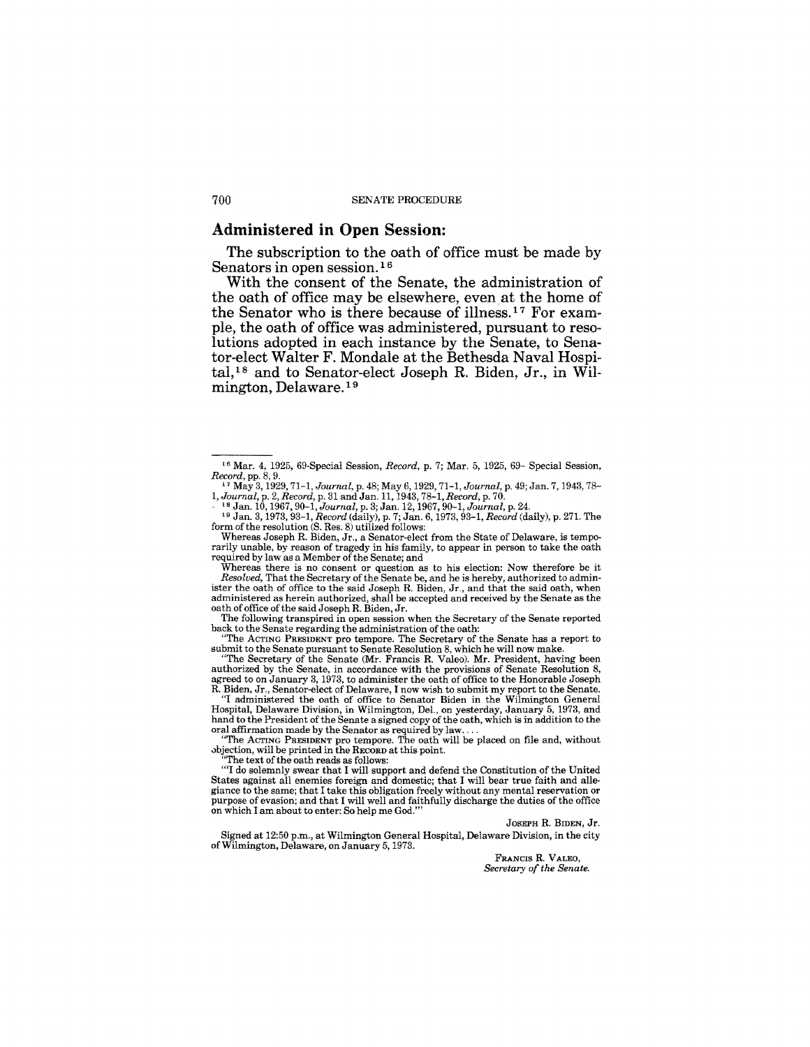## Administered in Open Session:

The subscription to the oath of office must be made by Senators in open session.[16]

With the consent of the Senate, the administration of the oath of office may be elsewhere, even at the home of the Senator who is there because of illness.[17] For example, the oath of office was administered, pursuant to resolutions adopted in each instance by the Senate, to Senator-elect Walter F. Mondale at the Bethesda Naval Hospital,[18] and to Senator-elect Joseph R. Biden, Jr., in Wilmington, Delaware.[19]

---

[16] Mar. 4, 1925, 69-Special Session, *Record*, p. 7; Mar. 5, 1925, 69- Special Session, *Record*, pp. 8, 9.

[17] May 3, 1929, 71–1, *Journal*, p. 48; May 6, 1929, 71–1, *Journal*, p. 49; Jan. 7, 1943, 78–1, *Journal*, p. 2, *Record*, p. 31 and Jan. 11, 1943, 78–1, *Record*, p. 70.

[18] Jan. 10, 1967, 90–1, *Journal*, p. 3; Jan. 12, 1967, 90–1, *Journal*, p. 24.

[19] Jan. 3, 1973, 93–1, *Record* (daily), p. 7; Jan. 6, 1973, 93–1, *Record* (daily), p. 271. The form of the resolution (S. Res. 8) utilized follows:

Whereas Joseph R. Biden, Jr., a Senator-elect from the State of Delaware, is temporarily unable, by reason of tragedy in his family, to appear in person to take the oath required by law as a Member of the Senate; and

Whereas there is no consent or question as to his election: Now therefore be it

*Resolved*, That the Secretary of the Senate be, and he is hereby, authorized to administer the oath of office to the said Joseph R. Biden, Jr., and that the said oath, when administered as herein authorized, shall be accepted and received by the Senate as the oath of office of the said Joseph R. Biden, Jr.

The following transpired in open session when the Secretary of the Senate reported back to the Senate regarding the administration of the oath:

"The ACTING PRESIDENT pro tempore. The Secretary of the Senate has a report to submit to the Senate pursuant to Senate Resolution 8, which he will now make.

"The Secretary of the Senate (Mr. Francis R. Valeo). Mr. President, having been authorized by the Senate, in accordance with the provisions of Senate Resolution 8, agreed to on January 3, 1973, to administer the oath of office to the Honorable Joseph R. Biden, Jr., Senator-elect of Delaware, I now wish to submit my report to the Senate.

"I administered the oath of office to Senator Biden in the Wilmington General Hospital, Delaware Division, in Wilmington, Del., on yesterday, January 5, 1973, and hand to the President of the Senate a signed copy of the oath, which is in addition to the oral affirmation made by the Senator as required by law. . . .

"The ACTING PRESIDENT pro tempore. The oath will be placed on file and, without objection, will be printed in the RECORD at this point.

"The text of the oath reads as follows:

"'I do solemnly swear that I will support and defend the Constitution of the United States against all enemies foreign and domestic; that I will bear true faith and allegiance to the same; that I take this obligation freely without any mental reservation or purpose of evasion; and that I will well and faithfully discharge the duties of the office on which I am about to enter: So help me God.'"

JOSEPH R. BIDEN, Jr.

Signed at 12:50 p.m., at Wilmington General Hospital, Delaware Division, in the city of Wilmington, Delaware, on January 5, 1973.

FRANCIS R. VALEO,
*Secretary of the Senate.*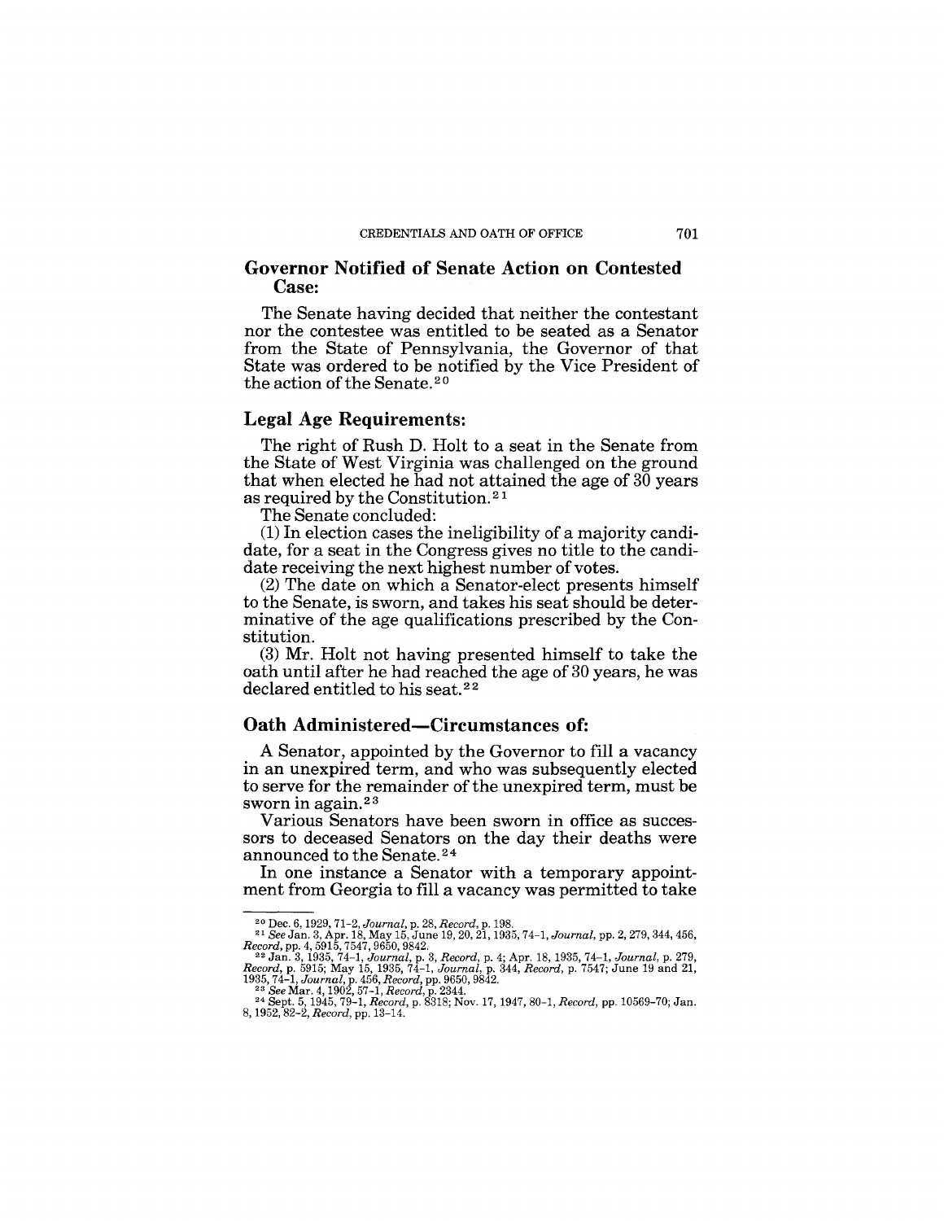## Governor Notified of Senate Action on Contested Case:

The Senate having decided that neither the contestant nor the contestee was entitled to be seated as a Senator from the State of Pennsylvania, the Governor of that State was ordered to be notified by the Vice President of the action of the Senate.[20]

## Legal Age Requirements:

The right of Rush D. Holt to a seat in the Senate from the State of West Virginia was challenged on the ground that when elected he had not attained the age of 30 years as required by the Constitution.[21]

The Senate concluded:

(1) In election cases the ineligibility of a majority candidate, for a seat in the Congress gives no title to the candidate receiving the next highest number of votes.

(2) The date on which a Senator-elect presents himself to the Senate, is sworn, and takes his seat should be determinative of the age qualifications prescribed by the Constitution.

(3) Mr. Holt not having presented himself to take the oath until after he had reached the age of 30 years, he was declared entitled to his seat.[22]

## Oath Administered—Circumstances of:

A Senator, appointed by the Governor to fill a vacancy in an unexpired term, and who was subsequently elected to serve for the remainder of the unexpired term, must be sworn in again.[23]

Various Senators have been sworn in office as successors to deceased Senators on the day their deaths were announced to the Senate.[24]

In one instance a Senator with a temporary appointment from Georgia to fill a vacancy was permitted to take

---

[20] Dec. 6, 1929, 71–2, *Journal*, p. 28, *Record*, p. 198.

[21] *See* Jan. 3, Apr. 18, May 15, June 19, 20, 21, 1935, 74–1, *Journal*, pp. 2, 279, 344, 456, *Record*, pp. 4, 5915, 7547, 9650, 9842.

[22] Jan. 3, 1935, 74–1, *Journal*, p. 3, *Record*, p. 4; Apr. 18, 1935, 74–1, *Journal*, p. 279, *Record*, p. 5915; May 15, 1935, 74–1, *Journal*, p. 344, *Record*, p. 7547; June 19 and 21, 1935, 74–1, *Journal*, p. 456, *Record*, pp. 9650, 9842.

[23] *See* Mar. 4, 1902, 57–1, *Record*, p. 2344.

[24] Sept. 5, 1945, 79–1, *Record*, p. 8318; Nov. 17, 1947, 80–1, *Record*, pp. 10569–70; Jan. 8, 1952, 82–2, *Record*, pp. 13–14.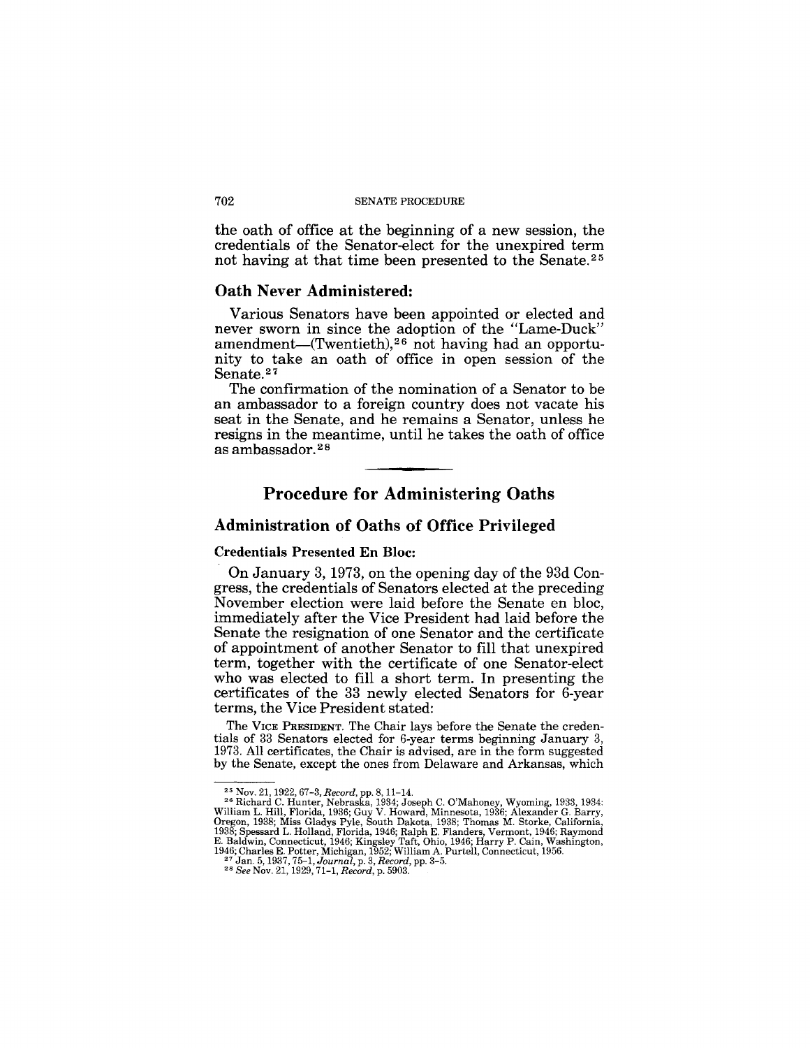the oath of office at the beginning of a new session, the credentials of the Senator-elect for the unexpired term not having at that time been presented to the Senate.[25]

### Oath Never Administered:

Various Senators have been appointed or elected and never sworn in since the adoption of the "Lame-Duck" amendment—(Twentieth),[26] not having had an opportunity to take an oath of office in open session of the Senate.[27]

The confirmation of the nomination of a Senator to be an ambassador to a foreign country does not vacate his seat in the Senate, and he remains a Senator, unless he resigns in the meantime, until he takes the oath of office as ambassador.[28]

---

## Procedure for Administering Oaths

### Administration of Oaths of Office Privileged

#### Credentials Presented En Bloc:

On January 3, 1973, on the opening day of the 93d Congress, the credentials of Senators elected at the preceding November election were laid before the Senate en bloc, immediately after the Vice President had laid before the Senate the resignation of one Senator and the certificate of appointment of another Senator to fill that unexpired term, together with the certificate of one Senator-elect who was elected to fill a short term. In presenting the certificates of the 33 newly elected Senators for 6-year terms, the Vice President stated:

The VICE PRESIDENT. The Chair lays before the Senate the credentials of 33 Senators elected for 6-year terms beginning January 3, 1973. All certificates, the Chair is advised, are in the form suggested by the Senate, except the ones from Delaware and Arkansas, which

---

[25] Nov. 21, 1922, 67-3, *Record*, pp. 8, 11–14.

[26] Richard C. Hunter, Nebraska, 1934; Joseph C. O'Mahoney, Wyoming, 1933, 1934; William L. Hill, Florida, 1936; Guy V. Howard, Minnesota, 1936; Alexander G. Barry, Oregon, 1938; Miss Gladys Pyle, South Dakota, 1938; Thomas M. Storke, California, 1938; Spessard L. Holland, Florida, 1946; Ralph E. Flanders, Vermont, 1946; Raymond E. Baldwin, Connecticut, 1946; Kingsley Taft, Ohio, 1946; Harry P. Cain, Washington, 1946; Charles E. Potter, Michigan, 1952; William A. Purtell, Connecticut, 1956.

[27] Jan. 5, 1937, 75–1, *Journal*, p. 3, *Record*, pp. 3–5.

[28] *See* Nov. 21, 1929, 71–1, *Record*, p. 5903.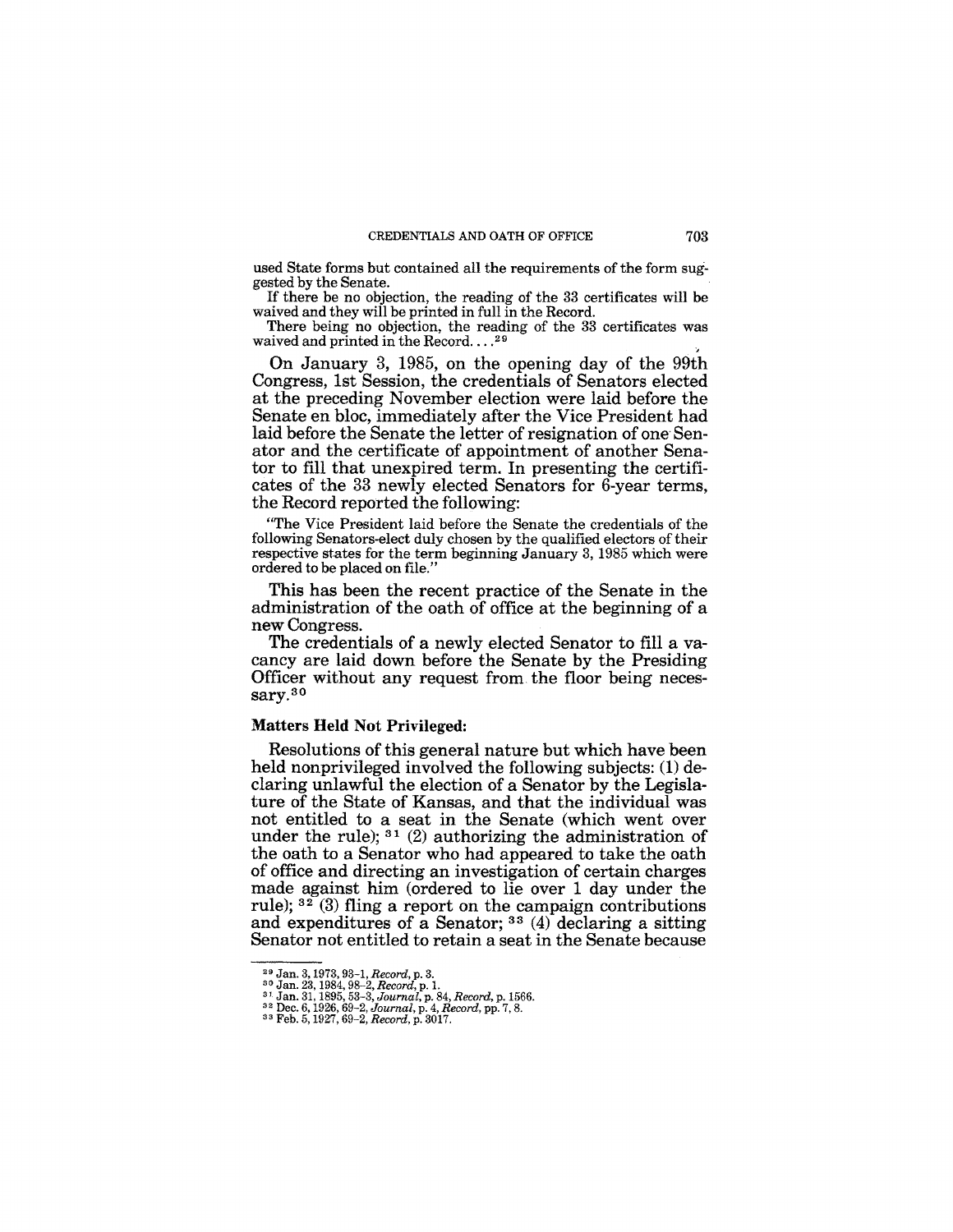used State forms but contained all the requirements of the form suggested by the Senate.

If there be no objection, the reading of the 33 certificates will be waived and they will be printed in full in the Record.

There being no objection, the reading of the 33 certificates was waived and printed in the Record. . . .[29]

On January 3, 1985, on the opening day of the 99th Congress, 1st Session, the credentials of Senators elected at the preceding November election were laid before the Senate en bloc, immediately after the Vice President had laid before the Senate the letter of resignation of one Senator and the certificate of appointment of another Senator to fill that unexpired term. In presenting the certificates of the 33 newly elected Senators for 6-year terms, the Record reported the following:

"The Vice President laid before the Senate the credentials of the following Senators-elect duly chosen by the qualified electors of their respective states for the term beginning January 3, 1985 which were ordered to be placed on file."

This has been the recent practice of the Senate in the administration of the oath of office at the beginning of a new Congress.

The credentials of a newly elected Senator to fill a vacancy are laid down before the Senate by the Presiding Officer without any request from the floor being necessary.[30]

**Matters Held Not Privileged:**

Resolutions of this general nature but which have been held nonprivileged involved the following subjects: (1) declaring unlawful the election of a Senator by the Legislature of the State of Kansas, and that the individual was not entitled to a seat in the Senate (which went over under the rule); [31] (2) authorizing the administration of the oath to a Senator who had appeared to take the oath of office and directing an investigation of certain charges made against him (ordered to lie over 1 day under the rule); [32] (3) fling a report on the campaign contributions and expenditures of a Senator; [33] (4) declaring a sitting Senator not entitled to retain a seat in the Senate because

---

[29] Jan. 3, 1973, 93-1, *Record*, p. 3.

[30] Jan. 23, 1984, 98-2, *Record*, p. 1.

[31] Jan. 31, 1895, 53-3, *Journal*, p. 84, *Record*, p. 1566.

[32] Dec. 6, 1926, 69-2, *Journal*, p. 4, *Record*, pp. 7, 8.

[33] Feb. 5, 1927, 69-2, *Record*, p. 3017.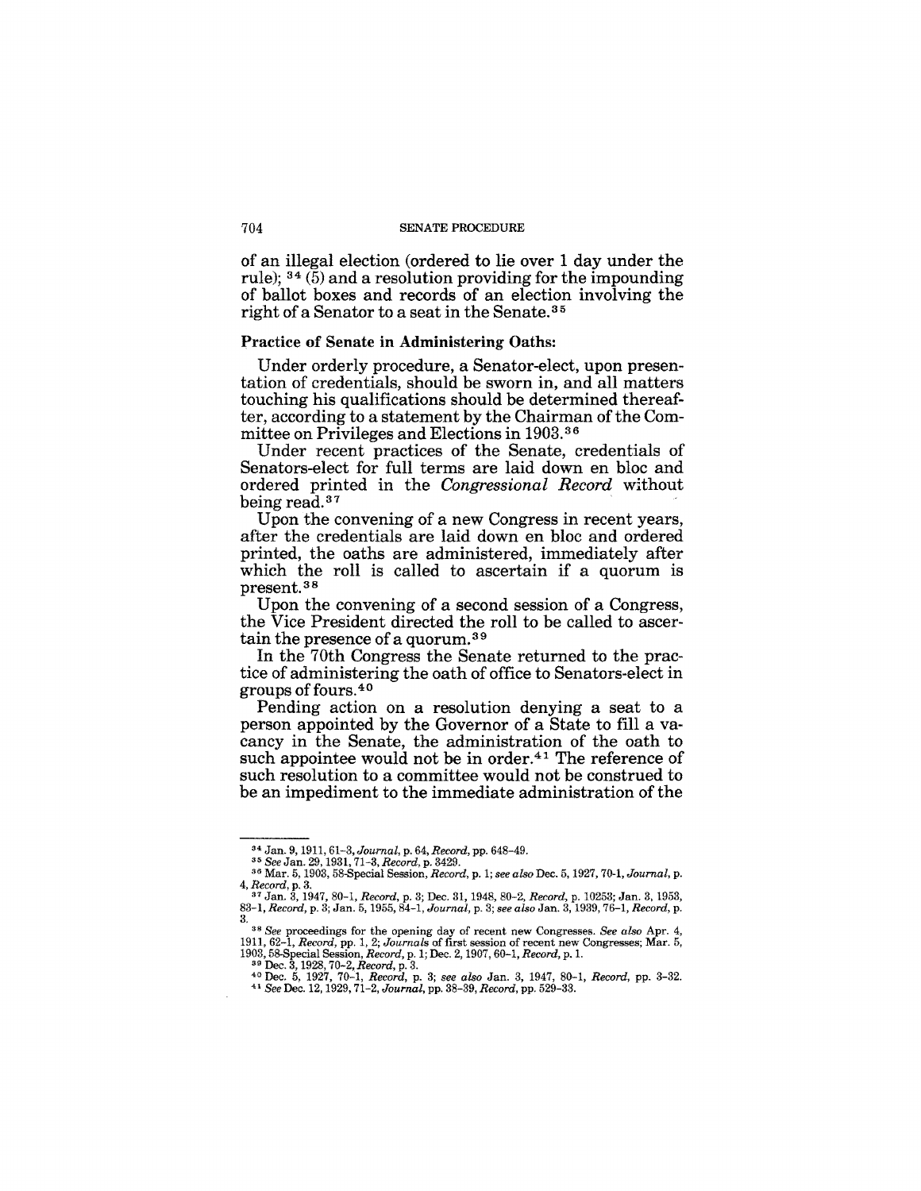of an illegal election (ordered to lie over 1 day under the rule); [34] (5) and a resolution providing for the impounding of ballot boxes and records of an election involving the right of a Senator to a seat in the Senate.[35]

**Practice of Senate in Administering Oaths:**

Under orderly procedure, a Senator-elect, upon presentation of credentials, should be sworn in, and all matters touching his qualifications should be determined thereafter, according to a statement by the Chairman of the Committee on Privileges and Elections in 1903.[36]

Under recent practices of the Senate, credentials of Senators-elect for full terms are laid down en bloc and ordered printed in the *Congressional Record* without being read.[37]

Upon the convening of a new Congress in recent years, after the credentials are laid down en bloc and ordered printed, the oaths are administered, immediately after which the roll is called to ascertain if a quorum is present.[38]

Upon the convening of a second session of a Congress, the Vice President directed the roll to be called to ascertain the presence of a quorum.[39]

In the 70th Congress the Senate returned to the practice of administering the oath of office to Senators-elect in groups of fours.[40]

Pending action on a resolution denying a seat to a person appointed by the Governor of a State to fill a vacancy in the Senate, the administration of the oath to such appointee would not be in order.[41] The reference of such resolution to a committee would not be construed to be an impediment to the immediate administration of the

---

[34] Jan. 9, 1911, 61–3, *Journal*, p. 64, *Record*, pp. 648–49.

[35] *See* Jan. 29, 1931, 71–3, *Record*, p. 3429.

[36] Mar. 5, 1903, 58-Special Session, *Record*, p. 1; *see also* Dec. 5, 1927, 70-1, *Journal*, p. 4, *Record*, p. 3.

[37] Jan. 3, 1947, 80–1, *Record*, p. 3; Dec. 31, 1948, 80–2, *Record*, p. 10253; Jan. 3, 1953, 83–1, *Record*, p. 3; Jan. 5, 1955, 84–1, *Journal*, p. 3; *see also* Jan. 3, 1939, 76–1, *Record*, p. 3.

[38] *See* proceedings for the opening day of recent new Congresses. *See also* Apr. 4, 1911, 62–1, *Record*, pp. 1, 2; *Journals* of first session of recent new Congresses; Mar. 5, 1903, 58-Special Session, *Record*, p. 1; Dec. 2, 1907, 60–1, *Record*, p. 1.

[39] Dec. 3, 1928, 70–2, *Record*, p. 3.

[40] Dec. 5, 1927, 70–1, *Record*, p. 3; *see also* Jan. 3, 1947, 80–1, *Record*, pp. 3–32.

[41] *See* Dec. 12, 1929, 71–2, *Journal*, pp. 38–39, *Record*, pp. 529–33.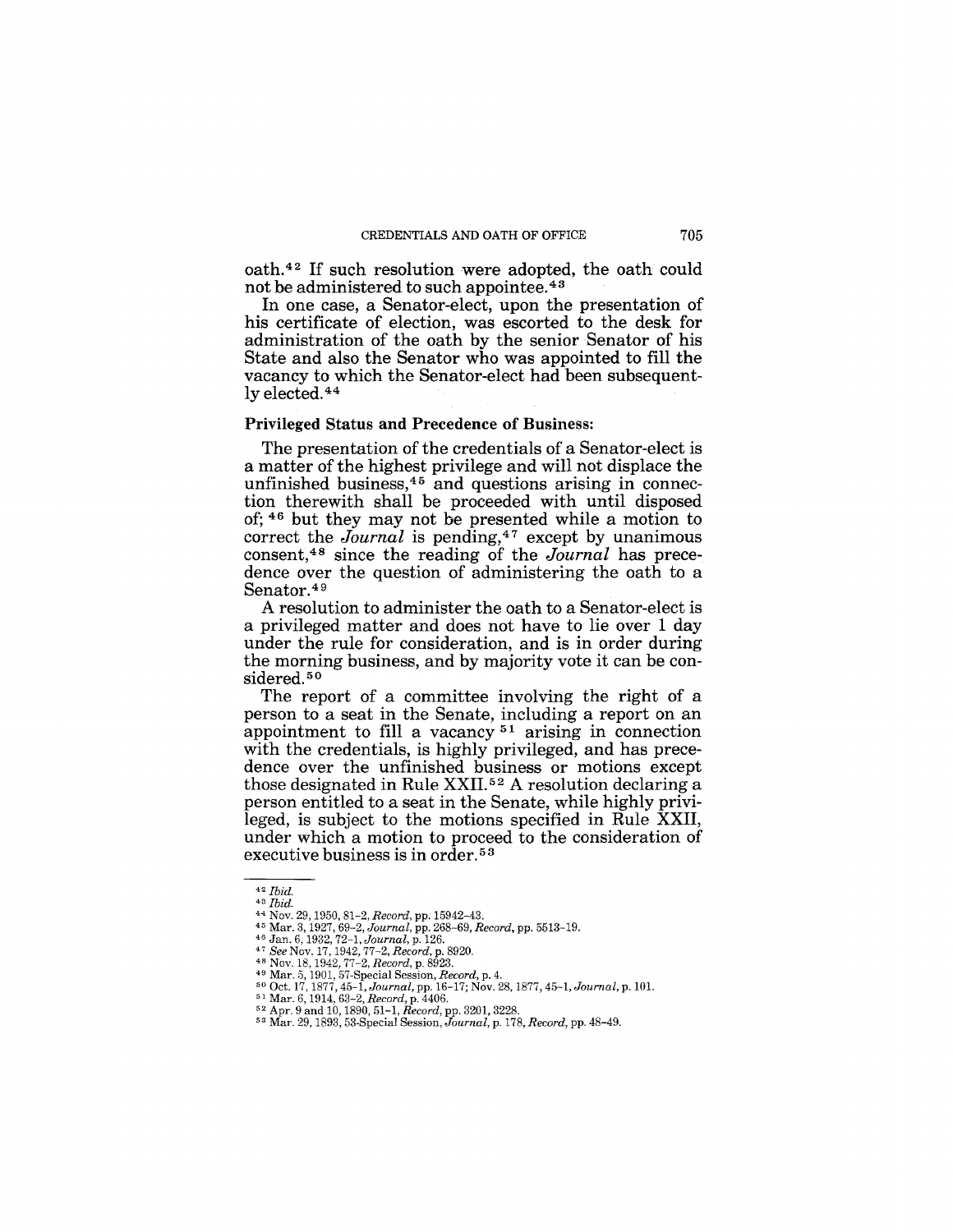oath.[42] If such resolution were adopted, the oath could not be administered to such appointee.[43]

In one case, a Senator-elect, upon the presentation of his certificate of election, was escorted to the desk for administration of the oath by the senior Senator of his State and also the Senator who was appointed to fill the vacancy to which the Senator-elect had been subsequently elected.[44]

**Privileged Status and Precedence of Business:**

The presentation of the credentials of a Senator-elect is a matter of the highest privilege and will not displace the unfinished business,[45] and questions arising in connection therewith shall be proceeded with until disposed of;[46] but they may not be presented while a motion to correct the *Journal* is pending,[47] except by unanimous consent,[48] since the reading of the *Journal* has precedence over the question of administering the oath to a Senator.[49]

A resolution to administer the oath to a Senator-elect is a privileged matter and does not have to lie over 1 day under the rule for consideration, and is in order during the morning business, and by majority vote it can be considered.[50]

The report of a committee involving the right of a person to a seat in the Senate, including a report on an appointment to fill a vacancy[51] arising in connection with the credentials, is highly privileged, and has precedence over the unfinished business or motions except those designated in Rule XXII.[52] A resolution declaring a person entitled to a seat in the Senate, while highly privileged, is subject to the motions specified in Rule XXII, under which a motion to proceed to the consideration of executive business is in order.[53]

---

[42] *Ibid.*

[43] *Ibid.*

[44] Nov. 29, 1950, 81-2, *Record*, pp. 15942–43.

[45] Mar. 3, 1927, 69-2, *Journal*, pp. 268–69, *Record*, pp. 5513–19.

[46] Jan. 6, 1932, 72-1, *Journal*, p. 126.

[47] *See* Nov. 17, 1942, 77-2, *Record*, p. 8920.

[48] Nov. 18, 1942, 77-2, *Record*, p. 8923.

[49] Mar. 5, 1901, 57-Special Session, *Record*, p. 4.

[50] Oct. 17, 1877, 45-1, *Journal*, pp. 16–17; Nov. 28, 1877, 45-1, *Journal*, p. 101.

[51] Mar. 6, 1914, 63-2, *Record*, p. 4406.

[52] Apr. 9 and 10, 1890, 51-1, *Record*, pp. 3201, 3228.

[53] Mar. 29, 1893, 53-Special Session, *Journal*, p. 178, *Record*, pp. 48–49.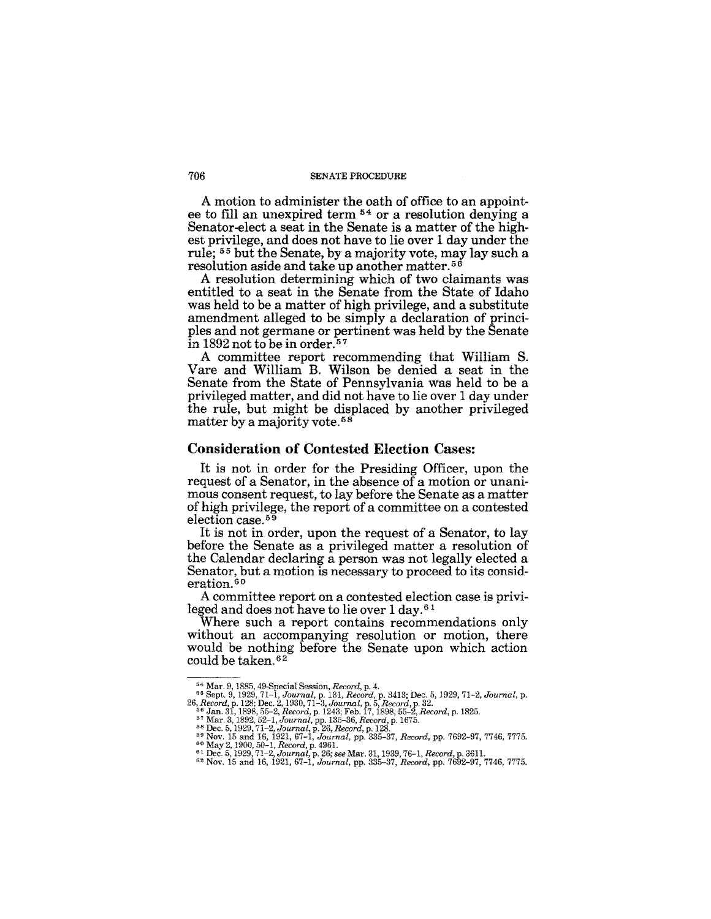A motion to administer the oath of office to an appointee to fill an unexpired term [54] or a resolution denying a Senator-elect a seat in the Senate is a matter of the highest privilege, and does not have to lie over 1 day under the rule; [55] but the Senate, by a majority vote, may lay such a resolution aside and take up another matter.[56]

A resolution determining which of two claimants was entitled to a seat in the Senate from the State of Idaho was held to be a matter of high privilege, and a substitute amendment alleged to be simply a declaration of principles and not germane or pertinent was held by the Senate in 1892 not to be in order.[57]

A committee report recommending that William S. Vare and William B. Wilson be denied a seat in the Senate from the State of Pennsylvania was held to be a privileged matter, and did not have to lie over 1 day under the rule, but might be displaced by another privileged matter by a majority vote.[58]

## Consideration of Contested Election Cases:

It is not in order for the Presiding Officer, upon the request of a Senator, in the absence of a motion or unanimous consent request, to lay before the Senate as a matter of high privilege, the report of a committee on a contested election case.[59]

It is not in order, upon the request of a Senator, to lay before the Senate as a privileged matter a resolution of the Calendar declaring a person was not legally elected a Senator, but a motion is necessary to proceed to its consideration.[60]

A committee report on a contested election case is privileged and does not have to lie over 1 day.[61]

Where such a report contains recommendations only without an accompanying resolution or motion, there would be nothing before the Senate upon which action could be taken.[62]

---

[54] Mar. 9, 1885, 49-Special Session, *Record*, p. 4.

[55] Sept. 9, 1929, 71–1, *Journal*, p. 131, *Record*, p. 3413; Dec. 5, 1929, 71–2, *Journal*, p. 26, *Record*, p. 128; Dec. 2, 1930, 71–3, *Journal*, p. 5, *Record*, p. 32.

[56] Jan. 31, 1898, 55–2, *Record*, p. 1243; Feb. 17, 1898, 55–2, *Record*, p. 1825.

[57] Mar. 3, 1892, 52–1, *Journal*, pp. 135–36, *Record*, p. 1675.

[58] Dec. 5, 1929, 71–2, *Journal*, p. 26, *Record*, p. 128.

[59] Nov. 15 and 16, 1921, 67–1, *Journal*, pp. 335–37, *Record*, pp. 7692–97, 7746, 7775.

[60] May 2, 1900, 50–1, *Record*, p. 4961.

[61] Dec. 5, 1929, 71–2, *Journal*, p. 26; *see* Mar. 31, 1939, 76–1, *Record*, p. 3611.

[62] Nov. 15 and 16, 1921, 67–1, *Journal*, pp. 335–37, *Record*, pp. 7692–97, 7746, 7775.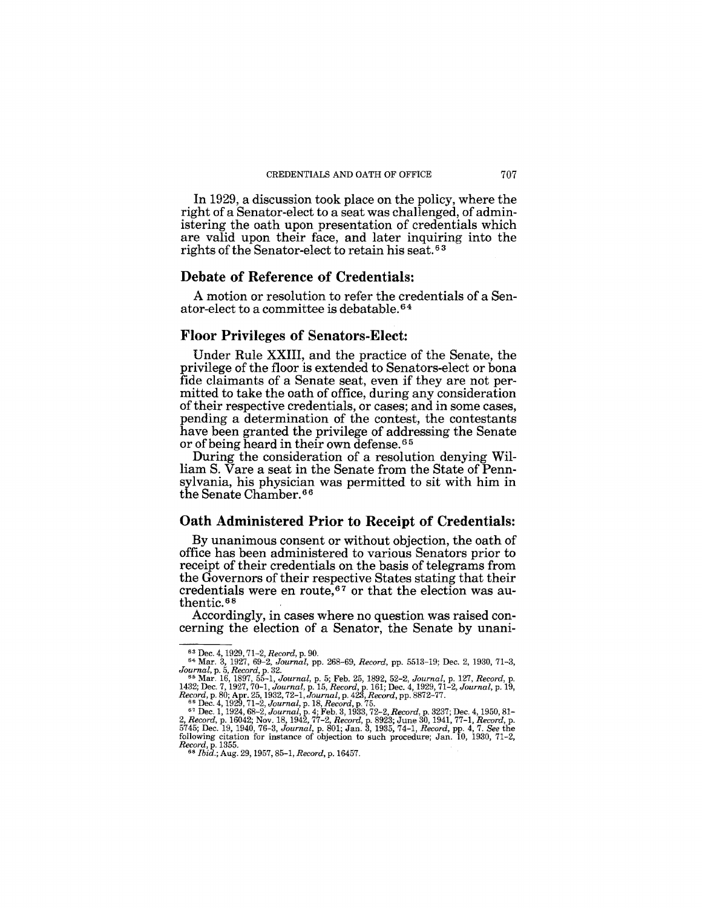In 1929, a discussion took place on the policy, where the right of a Senator-elect to a seat was challenged, of administering the oath upon presentation of credentials which are valid upon their face, and later inquiring into the rights of the Senator-elect to retain his seat.[63]

## Debate of Reference of Credentials:

A motion or resolution to refer the credentials of a Senator-elect to a committee is debatable.[64]

## Floor Privileges of Senators-Elect:

Under Rule XXIII, and the practice of the Senate, the privilege of the floor is extended to Senators-elect or bona fide claimants of a Senate seat, even if they are not permitted to take the oath of office, during any consideration of their respective credentials, or cases; and in some cases, pending a determination of the contest, the contestants have been granted the privilege of addressing the Senate or of being heard in their own defense.[65]

During the consideration of a resolution denying William S. Vare a seat in the Senate from the State of Pennsylvania, his physician was permitted to sit with him in the Senate Chamber.[66]

## Oath Administered Prior to Receipt of Credentials:

By unanimous consent or without objection, the oath of office has been administered to various Senators prior to receipt of their credentials on the basis of telegrams from the Governors of their respective States stating that their credentials were en route,[67] or that the election was authentic.[68]

Accordingly, in cases where no question was raised concerning the election of a Senator, the Senate by unani-

---

[63] Dec. 4, 1929, 71–2, *Record*, p. 90.

[64] Mar. 3, 1927, 69–2, *Journal*, pp. 268–69, *Record*, pp. 5513–19; Dec. 2, 1930, 71–3, *Journal*, p. 5, *Record*, p. 32.

[65] Mar. 16, 1897, 55–1, *Journal*, p. 5; Feb. 25, 1892, 52–2, *Journal*, p. 127, *Record*, p. 1432; Dec. 7, 1927, 70–1, *Journal*, p. 15, *Record*, p. 161; Dec. 4, 1929, 71–2, *Journal*, p. 19, *Record*, p. 80; Apr. 25, 1932, 72–1, *Journal*, p. 423, *Record*, pp. 8872–77.

[66] Dec. 4, 1929, 71–2, *Journal*, p. 18, *Record*, p. 75.

[67] Dec. 1, 1924, 68–2, *Journal*, p. 4; Feb. 3, 1933, 72–2, *Record*, p. 3237; Dec. 4, 1950, 81–2, *Record*, p. 16042; Nov. 18, 1942, 77–2, *Record*, p. 8923; June 30, 1941, 77–1, *Record*, p. 5745; Dec. 19, 1940, 76–3, *Journal*, p. 801; Jan. 3, 1935, 74–1, *Record*, pp. 4, 7. *See* the following citation for instance of objection to such procedure; Jan. 10, 1930, 71–2, *Record*, p. 1355.

[68] *Ibid.*; Aug. 29, 1957, 85–1, *Record*, p. 16457.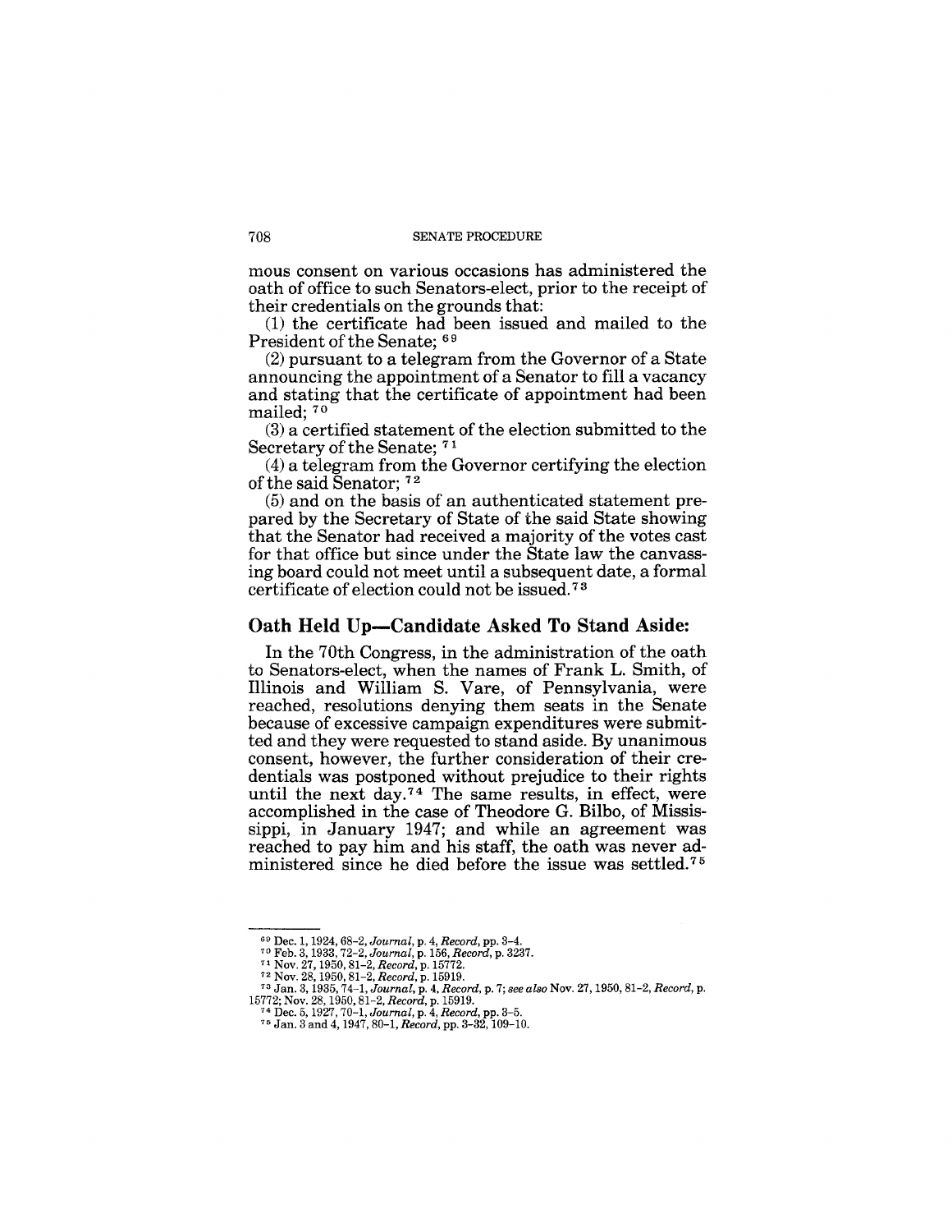mous consent on various occasions has administered the oath of office to such Senators-elect, prior to the receipt of their credentials on the grounds that:

(1) the certificate had been issued and mailed to the President of the Senate; [69]

(2) pursuant to a telegram from the Governor of a State announcing the appointment of a Senator to fill a vacancy and stating that the certificate of appointment had been mailed; [70]

(3) a certified statement of the election submitted to the Secretary of the Senate; [71]

(4) a telegram from the Governor certifying the election of the said Senator; [72]

(5) and on the basis of an authenticated statement prepared by the Secretary of State of the said State showing that the Senator had received a majority of the votes cast for that office but since under the State law the canvassing board could not meet until a subsequent date, a formal certificate of election could not be issued.[73]

### Oath Held Up—Candidate Asked To Stand Aside:

In the 70th Congress, in the administration of the oath to Senators-elect, when the names of Frank L. Smith, of Illinois and William S. Vare, of Pennsylvania, were reached, resolutions denying them seats in the Senate because of excessive campaign expenditures were submitted and they were requested to stand aside. By unanimous consent, however, the further consideration of their credentials was postponed without prejudice to their rights until the next day.[74] The same results, in effect, were accomplished in the case of Theodore G. Bilbo, of Mississippi, in January 1947; and while an agreement was reached to pay him and his staff, the oath was never administered since he died before the issue was settled.[75]

---

[69] Dec. 1, 1924, 68-2, *Journal*, p. 4, *Record*, pp. 3-4.

[70] Feb. 3, 1933, 72-2, *Journal*, p. 156, *Record*, p. 3237.

[71] Nov. 27, 1950, 81-2, *Record*, p. 15772.

[72] Nov. 28, 1950, 81-2, *Record*, p. 15919.

[73] Jan. 3, 1935, 74-1, *Journal*, p. 4, *Record*, p. 7; *see also* Nov. 27, 1950, 81-2, *Record*, p. 15772; Nov. 28, 1950, 81-2, *Record*, p. 15919.

[74] Dec. 5, 1927, 70-1, *Journal*, p. 4, *Record*, pp. 3-5.

[75] Jan. 3 and 4, 1947, 80-1, *Record*, pp. 3-32, 109-10.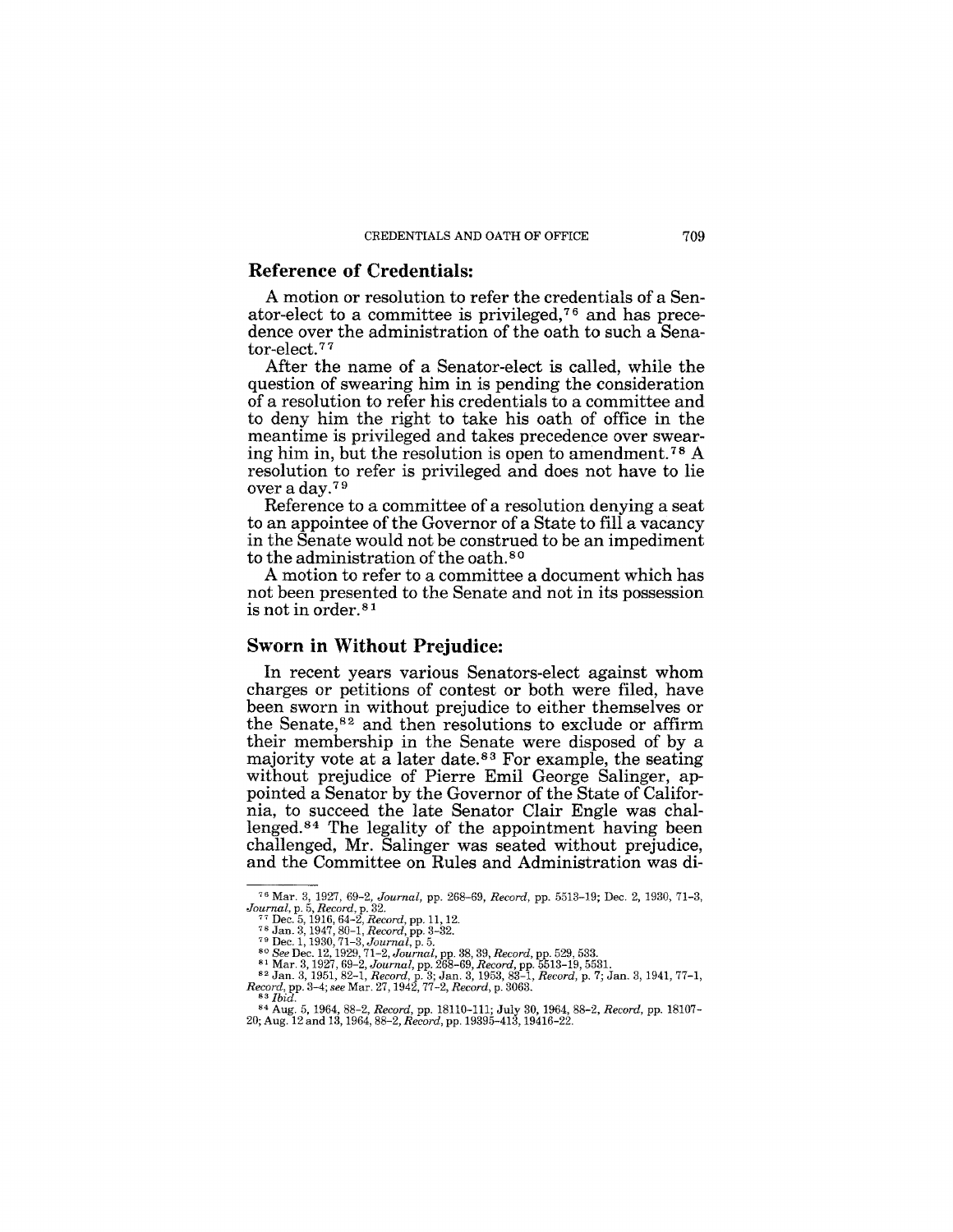## Reference of Credentials:

A motion or resolution to refer the credentials of a Senator-elect to a committee is privileged,[76] and has precedence over the administration of the oath to such a Senator-elect.[77]

After the name of a Senator-elect is called, while the question of swearing him in is pending the consideration of a resolution to refer his credentials to a committee and to deny him the right to take his oath of office in the meantime is privileged and takes precedence over swearing him in, but the resolution is open to amendment.[78] A resolution to refer is privileged and does not have to lie over a day.[79]

Reference to a committee of a resolution denying a seat to an appointee of the Governor of a State to fill a vacancy in the Senate would not be construed to be an impediment to the administration of the oath.[80]

A motion to refer to a committee a document which has not been presented to the Senate and not in its possession is not in order.[81]

## Sworn in Without Prejudice:

In recent years various Senators-elect against whom charges or petitions of contest or both were filed, have been sworn in without prejudice to either themselves or the Senate,[82] and then resolutions to exclude or affirm their membership in the Senate were disposed of by a majority vote at a later date.[83] For example, the seating without prejudice of Pierre Emil George Salinger, appointed a Senator by the Governor of the State of California, to succeed the late Senator Clair Engle was challenged.[84] The legality of the appointment having been challenged, Mr. Salinger was seated without prejudice, and the Committee on Rules and Administration was di-

---

[76] Mar. 3, 1927, 69-2, *Journal*, pp. 268-69, *Record*, pp. 5513-19; Dec. 2, 1930, 71-3, *Journal*, p. 5, *Record*, p. 32.

[77] Dec. 5, 1916, 64-2, *Record*, pp. 11, 12.

[78] Jan. 3, 1947, 80-1, *Record*, pp. 3-32.

[79] Dec. 1, 1930, 71-3, *Journal*, p. 5.

[80] *See* Dec. 12, 1929, 71-2, *Journal*, pp. 38, 39, *Record*, pp. 529, 533.

[81] Mar. 3, 1927, 69-2, *Journal*, pp. 268-69, *Record*, pp. 5513-19, 5531.

[82] Jan. 3, 1951, 82-1, *Record*, p. 3; Jan. 3, 1953, 83-1, *Record*, p. 7; Jan. 3, 1941, 77-1, *Record*, pp. 3-4; *see* Mar. 27, 1942, 77-2, *Record*, p. 3063.

[83] *Ibid.*

[84] Aug. 5, 1964, 88-2, *Record*, pp. 18110-111; July 30, 1964, 88-2, *Record*, pp. 18107-20; Aug. 12 and 13, 1964, 88-2, *Record*, pp. 19395-413, 19416-22.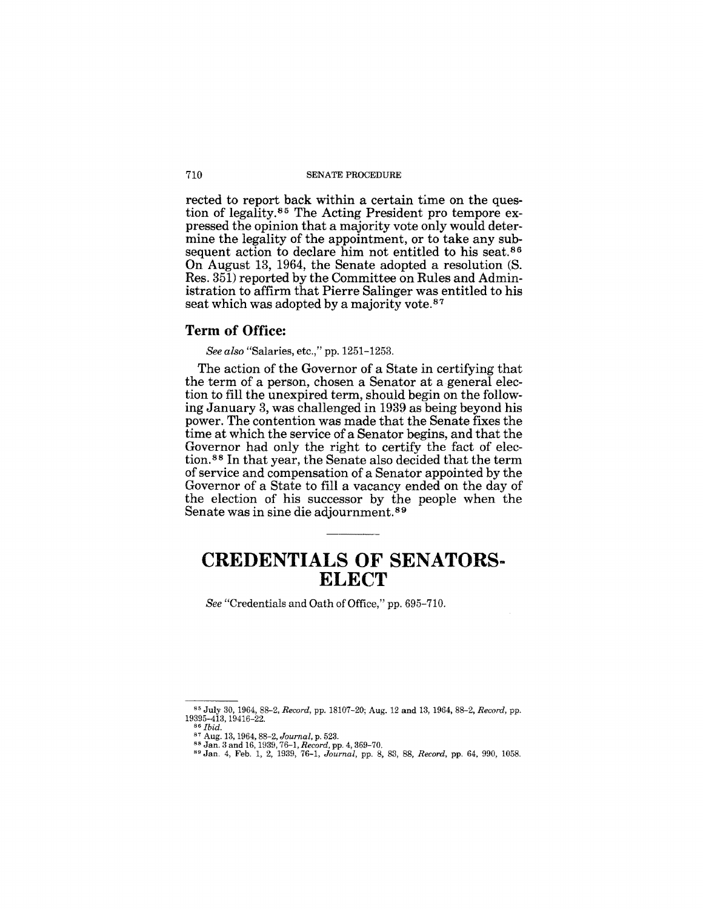rected to report back within a certain time on the question of legality.[85] The Acting President pro tempore expressed the opinion that a majority vote only would determine the legality of the appointment, or to take any subsequent action to declare him not entitled to his seat.[86] On August 13, 1964, the Senate adopted a resolution (S. Res. 351) reported by the Committee on Rules and Administration to affirm that Pierre Salinger was entitled to his seat which was adopted by a majority vote.[87]

### Term of Office:

*See also* "Salaries, etc.," pp. 1251–1253.

The action of the Governor of a State in certifying that the term of a person, chosen a Senator at a general election to fill the unexpired term, should begin on the following January 3, was challenged in 1939 as being beyond his power. The contention was made that the Senate fixes the time at which the service of a Senator begins, and that the Governor had only the right to certify the fact of election.[88] In that year, the Senate also decided that the term of service and compensation of a Senator appointed by the Governor of a State to fill a vacancy ended on the day of the election of his successor by the people when the Senate was in sine die adjournment.[89]

---

# CREDENTIALS OF SENATORS-ELECT

*See* "Credentials and Oath of Office," pp. 695–710.

---

[85] July 30, 1964, 88–2, *Record*, pp. 18107–20; Aug. 12 and 13, 1964, 88–2, *Record*, pp. 19395–413, 19416–22.

[86] *Ibid.*

[87] Aug. 13, 1964, 88–2, *Journal*, p. 523.

[88] Jan. 3 and 16, 1939, 76–1, *Record*, pp. 4, 369–70.

[89] Jan. 4, Feb. 1, 2, 1939, 76–1, *Journal*, pp. 8, 83, 88, *Record*, pp. 64, 990, 1058.